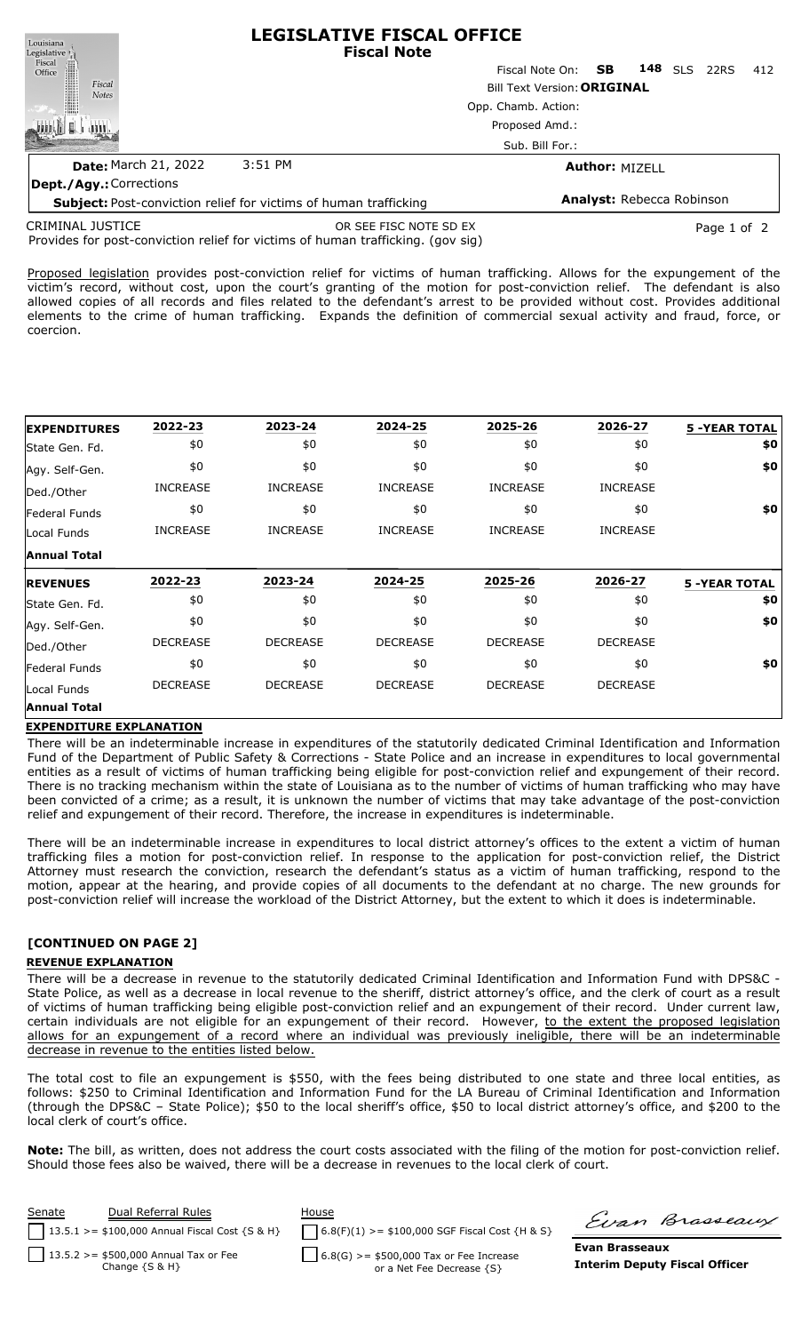# LEGISLATIVE FISCAL OFFICE
## Fiscal Note

Fiscal Note On: **SB 148** SLS 22RS 412

Bill Text Version: **ORIGINAL**

Opp. Chamb. Action:

Proposed Amd.:

Sub. Bill For.:

**Date:** March 21, 2022 3:51 PM

**Author:** MIZELL

**Dept./Agy.:** Corrections

**Subject:** Post-conviction relief for victims of human trafficking

**Analyst:** Rebecca Robinson

CRIMINAL JUSTICE OR SEE FISC NOTE SD EX

Provides for post-conviction relief for victims of human trafficking. (gov sig)

Proposed legislation provides post-conviction relief for victims of human trafficking. Allows for the expungement of the victim's record, without cost, upon the court's granting of the motion for post-conviction relief. The defendant is also allowed copies of all records and files related to the defendant's arrest to be provided without cost. Provides additional elements to the crime of human trafficking. Expands the definition of commercial sexual activity and fraud, force, or coercion.

| **EXPENDITURES** | 2022-23 | 2023-24 | 2024-25 | 2025-26 | 2026-27 | 5 -YEAR TOTAL |
|---|---|---|---|---|---|---|
| State Gen. Fd. | $0 | $0 | $0 | $0 | $0 | $0 |
| Agy. Self-Gen. | $0 | $0 | $0 | $0 | $0 | $0 |
| Ded./Other | INCREASE | INCREASE | INCREASE | INCREASE | INCREASE | |
| Federal Funds | $0 | $0 | $0 | $0 | $0 | $0 |
| Local Funds | INCREASE | INCREASE | INCREASE | INCREASE | INCREASE | |
| **Annual Total** | | | | | | |

| **REVENUES** | 2022-23 | 2023-24 | 2024-25 | 2025-26 | 2026-27 | 5 -YEAR TOTAL |
|---|---|---|---|---|---|---|
| State Gen. Fd. | $0 | $0 | $0 | $0 | $0 | $0 |
| Agy. Self-Gen. | $0 | $0 | $0 | $0 | $0 | $0 |
| Ded./Other | DECREASE | DECREASE | DECREASE | DECREASE | DECREASE | |
| Federal Funds | $0 | $0 | $0 | $0 | $0 | $0 |
| Local Funds | DECREASE | DECREASE | DECREASE | DECREASE | DECREASE | |
| **Annual Total** | | | | | | |

### EXPENDITURE EXPLANATION

There will be an indeterminable increase in expenditures of the statutorily dedicated Criminal Identification and Information Fund of the Department of Public Safety & Corrections - State Police and an increase in expenditures to local governmental entities as a result of victims of human trafficking being eligible for post-conviction relief and expungement of their record. There is no tracking mechanism within the state of Louisiana as to the number of victims of human trafficking who may have been convicted of a crime; as a result, it is unknown the number of victims that may take advantage of the post-conviction relief and expungement of their record. Therefore, the increase in expenditures is indeterminable.

There will be an indeterminable increase in expenditures to local district attorney's offices to the extent a victim of human trafficking files a motion for post-conviction relief. In response to the application for post-conviction relief, the District Attorney must research the conviction, research the defendant's status as a victim of human trafficking, respond to the motion, appear at the hearing, and provide copies of all documents to the defendant at no charge. The new grounds for post-conviction relief will increase the workload of the District Attorney, but the extent to which it does is indeterminable.

**[CONTINUED ON PAGE 2]**

### REVENUE EXPLANATION

There will be a decrease in revenue to the statutorily dedicated Criminal Identification and Information Fund with DPS&C - State Police, as well as a decrease in local revenue to the sheriff, district attorney's office, and the clerk of court as a result of victims of human trafficking being eligible post-conviction relief and an expungement of their record. Under current law, certain individuals are not eligible for an expungement of their record. However, to the extent the proposed legislation allows for an expungement of a record where an individual was previously ineligible, there will be an indeterminable decrease in revenue to the entities listed below.

The total cost to file an expungement is $550, with the fees being distributed to one state and three local entities, as follows: $250 to Criminal Identification and Information Fund for the LA Bureau of Criminal Identification and Information (through the DPS&C – State Police); $50 to the local sheriff's office, $50 to local district attorney's office, and $200 to the local clerk of court's office.

**Note:** The bill, as written, does not address the court costs associated with the filing of the motion for post-conviction relief. Should those fees also be waived, there will be a decrease in revenues to the local clerk of court.

| Senate | House |
|---|---|
| ☐ Dual Referral Rules: 13.5.1 >= $100,000 Annual Fiscal Cost {S & H} | ☐ 6.8(F)(1) >= $100,000 SGF Fiscal Cost {H & S} |
| ☐ 13.5.2 >= $500,000 Annual Tax or Fee Change {S & H} | ☐ 6.8(G) >= $500,000 Tax or Fee Increase or a Net Fee Decrease {S} |

Evan Brasseaux

**Evan Brasseaux**
**Interim Deputy Fiscal Officer**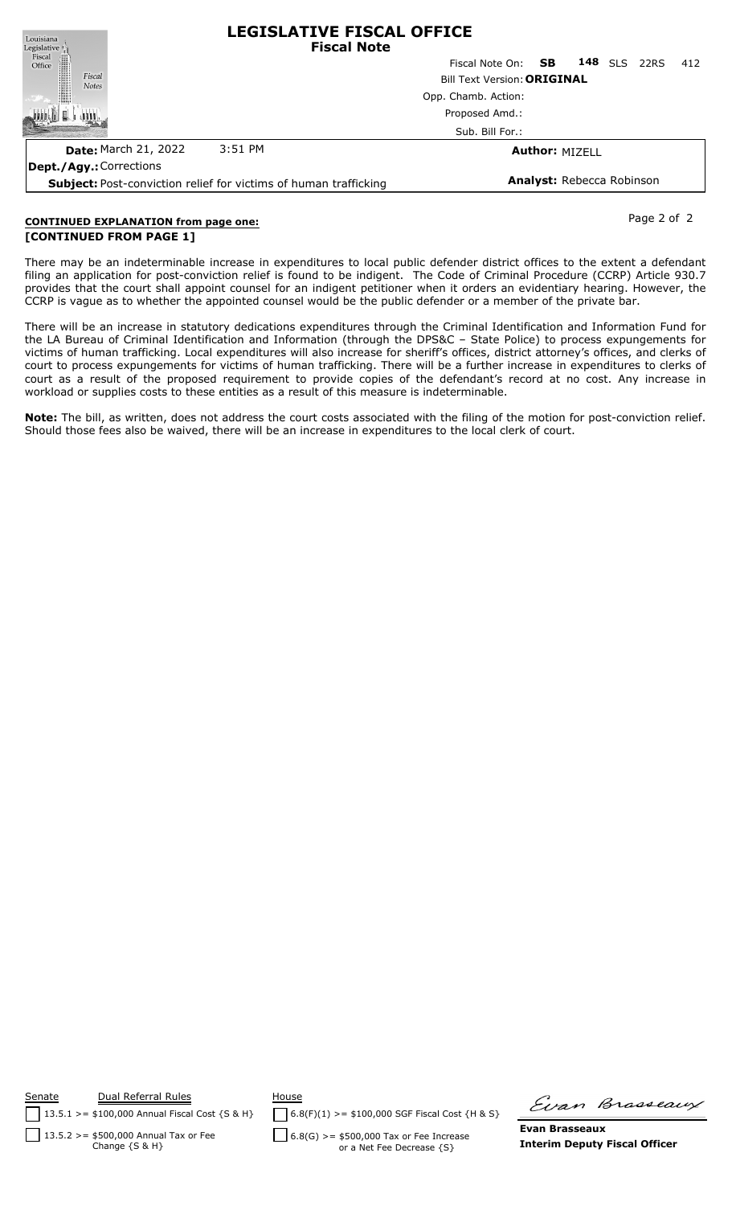# LEGISLATIVE FISCAL OFFICE
## Fiscal Note

Fiscal Note On: **SB 148** SLS 22RS 412

Bill Text Version: **ORIGINAL**

Opp. Chamb. Action:

Proposed Amd.:

Sub. Bill For.:

**Date:** March 21, 2022 3:51 PM

**Author:** MIZELL

**Dept./Agy.:** Corrections

**Subject:** Post-conviction relief for victims of human trafficking

**Analyst:** Rebecca Robinson

**CONTINUED EXPLANATION from page one:**
**[CONTINUED FROM PAGE 1]**

There may be an indeterminable increase in expenditures to local public defender district offices to the extent a defendant filing an application for post-conviction relief is found to be indigent. The Code of Criminal Procedure (CCRP) Article 930.7 provides that the court shall appoint counsel for an indigent petitioner when it orders an evidentiary hearing. However, the CCRP is vague as to whether the appointed counsel would be the public defender or a member of the private bar.

There will be an increase in statutory dedications expenditures through the Criminal Identification and Information Fund for the LA Bureau of Criminal Identification and Information (through the DPS&C – State Police) to process expungements for victims of human trafficking. Local expenditures will also increase for sheriff's offices, district attorney's offices, and clerks of court to process expungements for victims of human trafficking. There will be a further increase in expenditures to clerks of court as a result of the proposed requirement to provide copies of the defendant's record at no cost. Any increase in workload or supplies costs to these entities as a result of this measure is indeterminable.

**Note:** The bill, as written, does not address the court costs associated with the filing of the motion for post-conviction relief. Should those fees also be waived, there will be an increase in expenditures to the local clerk of court.

Senate — Dual Referral Rules

☐ 13.5.1 >= $100,000 Annual Fiscal Cost {S & H}

☐ 13.5.2 >= $500,000 Annual Tax or Fee Change {S & H}

House

☐ 6.8(F)(1) >= $100,000 SGF Fiscal Cost {H & S}

☐ 6.8(G) >= $500,000 Tax or Fee Increase or a Net Fee Decrease {S}

Evan Brasseaux

**Evan Brasseaux**
**Interim Deputy Fiscal Officer**